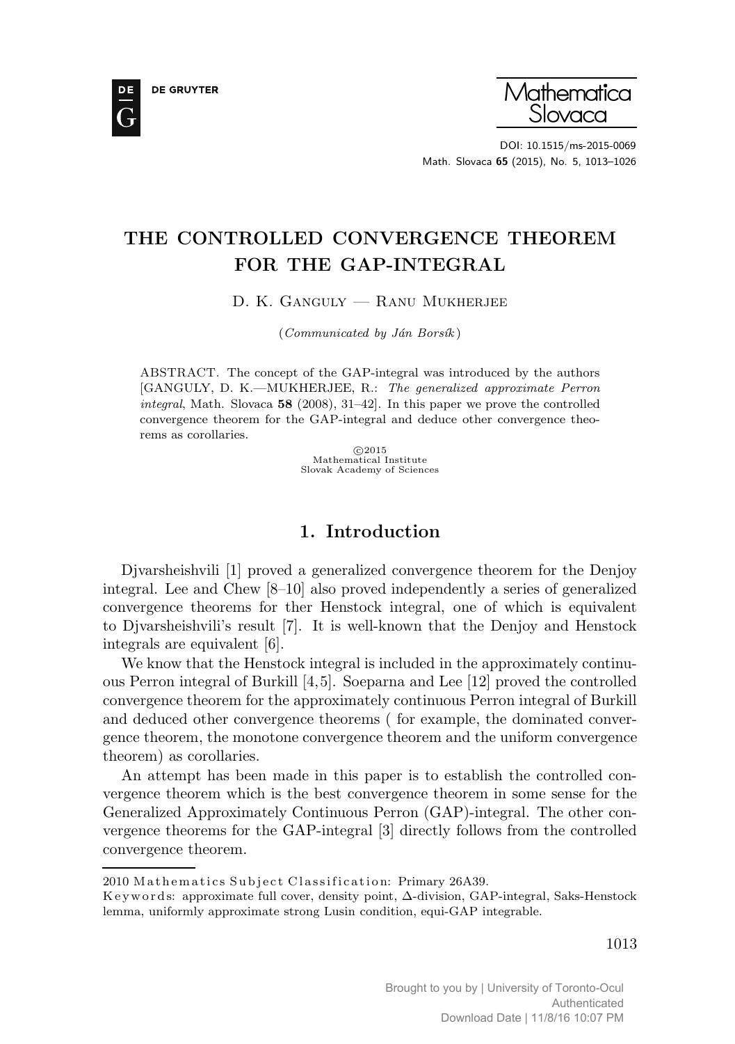# THE CONTROLLED CONVERGENCE THEOREM FOR THE GAP-INTEGRAL

D. K. Ganguly — Ranu Mukherjee

(*Communicated by Ján Borsík*)

ABSTRACT. The concept of the GAP-integral was introduced by the authors [GANGULY, D. K.—MUKHERJEE, R.: *The generalized approximate Perron integral*, Math. Slovaca **58** (2008), 31–42]. In this paper we prove the controlled convergence theorem for the GAP-integral and deduce other convergence theorems as corollaries.

©2015
Mathematical Institute
Slovak Academy of Sciences

## 1. Introduction

Djvarsheishvili [1] proved a generalized convergence theorem for the Denjoy integral. Lee and Chew [8–10] also proved independently a series of generalized convergence theorems for ther Henstock integral, one of which is equivalent to Djvarsheishvili's result [7]. It is well-known that the Denjoy and Henstock integrals are equivalent [6].

We know that the Henstock integral is included in the approximately continuous Perron integral of Burkill [4,5]. Soeparna and Lee [12] proved the controlled convergence theorem for the approximately continuous Perron integral of Burkill and deduced other convergence theorems ( for example, the dominated convergence theorem, the monotone convergence theorem and the uniform convergence theorem) as corollaries.

An attempt has been made in this paper is to establish the controlled convergence theorem which is the best convergence theorem in some sense for the Generalized Approximately Continuous Perron (GAP)-integral. The other convergence theorems for the GAP-integral [3] directly follows from the controlled convergence theorem.

2010 Mathematics Subject Classification: Primary 26A39.

Keywords: approximate full cover, density point, $\Delta$-division, GAP-integral, Saks-Henstock lemma, uniformly approximate strong Lusin condition, equi-GAP integrable.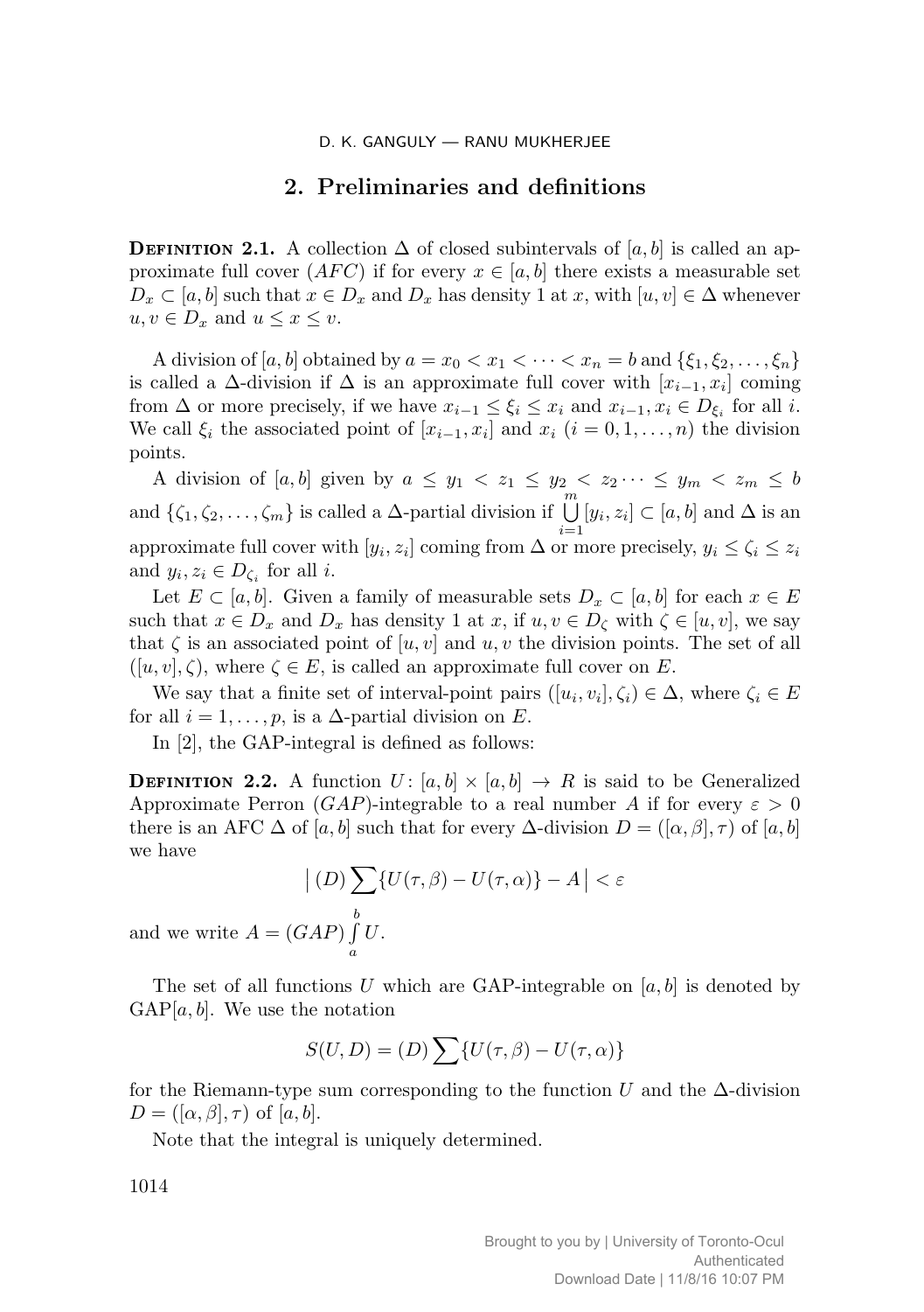## 2. Preliminaries and definitions

**Definition 2.1.** A collection $\Delta$ of closed subintervals of $[a, b]$ is called an approximate full cover $(AFC)$ if for every $x \in [a, b]$ there exists a measurable set $D_x \subset [a, b]$ such that $x \in D_x$ and $D_x$ has density 1 at $x$, with $[u, v] \in \Delta$ whenever $u, v \in D_x$ and $u \leq x \leq v$.

A division of $[a, b]$ obtained by $a = x_0 < x_1 < \cdots < x_n = b$ and $\{\xi_1, \xi_2, \ldots, \xi_n\}$ is called a $\Delta$-division if $\Delta$ is an approximate full cover with $[x_{i-1}, x_i]$ coming from $\Delta$ or more precisely, if we have $x_{i-1} \leq \xi_i \leq x_i$ and $x_{i-1}, x_i \in D_{\xi_i}$ for all $i$. We call $\xi_i$ the associated point of $[x_{i-1}, x_i]$ and $x_i$ $(i = 0, 1, \ldots, n)$ the division points.

A division of $[a, b]$ given by $a \leq y_1 < z_1 \leq y_2 < z_2 \cdots \leq y_m < z_m \leq b$ and $\{\zeta_1, \zeta_2, \ldots, \zeta_m\}$ is called a $\Delta$-partial division if $\bigcup\limits_{i=1}^{m} [y_i, z_i] \subset [a, b]$ and $\Delta$ is an approximate full cover with $[y_i, z_i]$ coming from $\Delta$ or more precisely, $y_i \leq \zeta_i \leq z_i$ and $y_i, z_i \in D_{\zeta_i}$ for all $i$.

Let $E \subset [a, b]$. Given a family of measurable sets $D_x \subset [a, b]$ for each $x \in E$ such that $x \in D_x$ and $D_x$ has density 1 at $x$, if $u, v \in D_\zeta$ with $\zeta \in [u, v]$, we say that $\zeta$ is an associated point of $[u, v]$ and $u, v$ the division points. The set of all $([u, v], \zeta)$, where $\zeta \in E$, is called an approximate full cover on $E$.

We say that a finite set of interval-point pairs $([u_i, v_i], \zeta_i) \in \Delta$, where $\zeta_i \in E$ for all $i = 1, \ldots, p$, is a $\Delta$-partial division on $E$.

In [2], the GAP-integral is defined as follows:

**Definition 2.2.** A function $U\colon [a, b] \times [a, b] \to R$ is said to be Generalized Approximate Perron $(GAP)$-integrable to a real number $A$ if for every $\varepsilon > 0$ there is an AFC $\Delta$ of $[a, b]$ such that for every $\Delta$-division $D = ([\alpha, \beta], \tau)$ of $[a, b]$ we have

$$\left| (D) \sum \{U(\tau, \beta) - U(\tau, \alpha)\} - A \right| < \varepsilon$$

and we write $A = (GAP) \int\limits_a^b U$.

The set of all functions $U$ which are GAP-integrable on $[a, b]$ is denoted by $\mathrm{GAP}[a, b]$. We use the notation

$$S(U, D) = (D) \sum \{U(\tau, \beta) - U(\tau, \alpha)\}$$

for the Riemann-type sum corresponding to the function $U$ and the $\Delta$-division $D = ([\alpha, \beta], \tau)$ of $[a, b]$.

Note that the integral is uniquely determined.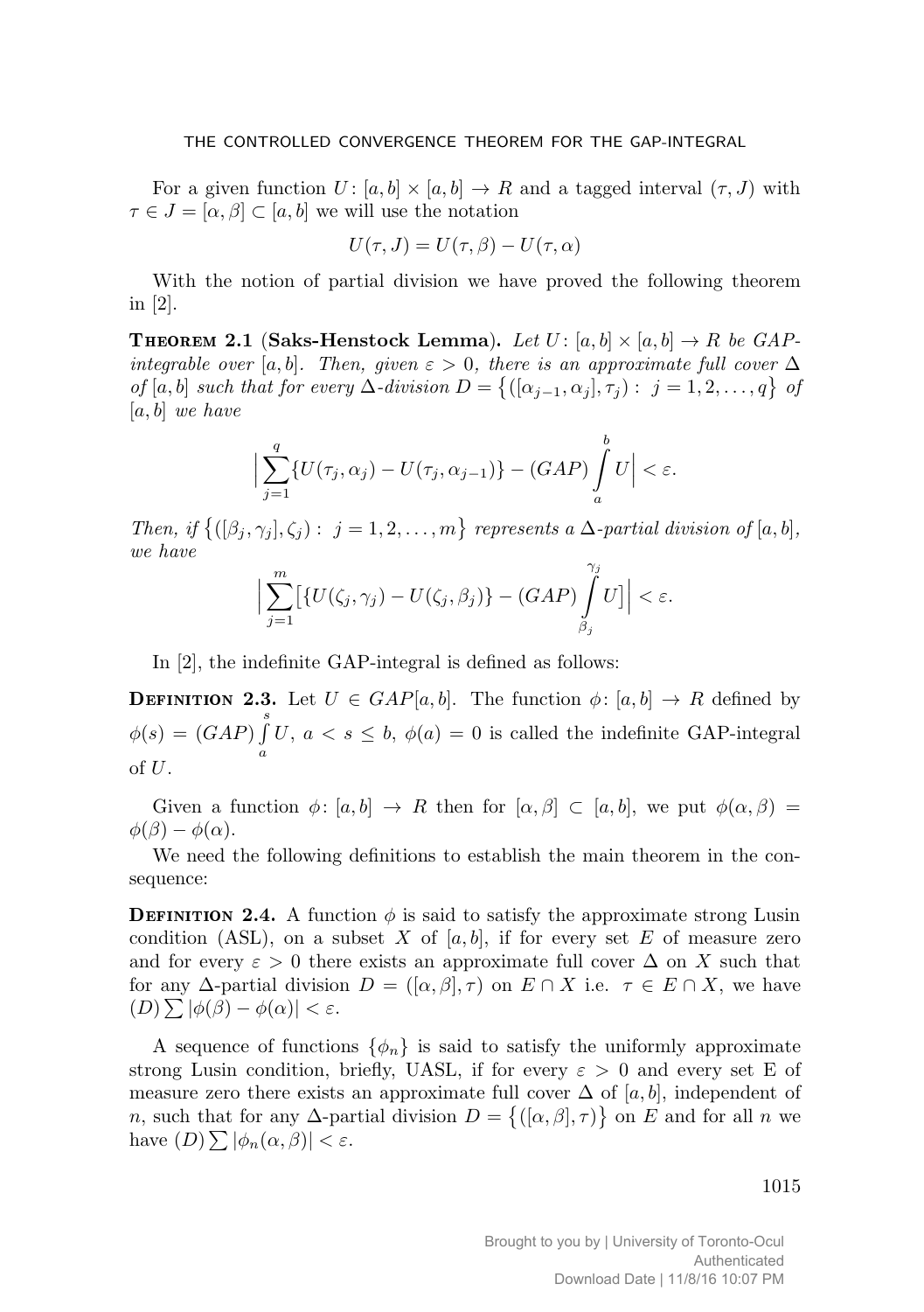For a given function $U\colon [a,b] \times [a,b] \to R$ and a tagged interval $(\tau, J)$ with $\tau \in J = [\alpha, \beta] \subset [a,b]$ we will use the notation

$$U(\tau, J) = U(\tau, \beta) - U(\tau, \alpha)$$

With the notion of partial division we have proved the following theorem in [2].

**Theorem 2.1** (**Saks-Henstock Lemma**). *Let $U\colon [a,b] \times [a,b] \to R$ be GAP-integrable over $[a,b]$. Then, given $\varepsilon > 0$, there is an approximate full cover $\Delta$ of $[a,b]$ such that for every $\Delta$-division $D = \{([\alpha_{j-1}, \alpha_j], \tau_j) : j = 1, 2, \dots, q\}$ of $[a,b]$ we have*

$$\Big| \sum_{j=1}^{q} \{U(\tau_j, \alpha_j) - U(\tau_j, \alpha_{j-1})\} - (GAP) \int_a^b U \Big| < \varepsilon.$$

*Then, if $\{([\beta_j, \gamma_j], \zeta_j) : j = 1, 2, \dots, m\}$ represents a $\Delta$-partial division of $[a,b]$, we have*

$$\Big| \sum_{j=1}^{m} \Big[ \{U(\zeta_j, \gamma_j) - U(\zeta_j, \beta_j)\} - (GAP) \int_{\beta_j}^{\gamma_j} U \Big] \Big| < \varepsilon.$$

In [2], the indefinite GAP-integral is defined as follows:

**Definition 2.3.** Let $U \in GAP[a,b]$. The function $\phi\colon [a,b] \to R$ defined by $\phi(s) = (GAP) \int_a^s U$, $a < s \leq b$, $\phi(a) = 0$ is called the indefinite GAP-integral of $U$.

Given a function $\phi\colon [a,b] \to R$ then for $[\alpha, \beta] \subset [a,b]$, we put $\phi(\alpha, \beta) = \phi(\beta) - \phi(\alpha)$.

We need the following definitions to establish the main theorem in the consequence:

**Definition 2.4.** A function $\phi$ is said to satisfy the approximate strong Lusin condition (ASL), on a subset $X$ of $[a,b]$, if for every set $E$ of measure zero and for every $\varepsilon > 0$ there exists an approximate full cover $\Delta$ on $X$ such that for any $\Delta$-partial division $D = ([\alpha, \beta], \tau)$ on $E \cap X$ i.e. $\tau \in E \cap X$, we have $(D) \sum |\phi(\beta) - \phi(\alpha)| < \varepsilon$.

A sequence of functions $\{\phi_n\}$ is said to satisfy the uniformly approximate strong Lusin condition, briefly, UASL, if for every $\varepsilon > 0$ and every set E of measure zero there exists an approximate full cover $\Delta$ of $[a,b]$, independent of $n$, such that for any $\Delta$-partial division $D = \{([\alpha, \beta], \tau)\}$ on $E$ and for all $n$ we have $(D) \sum |\phi_n(\alpha, \beta)| < \varepsilon$.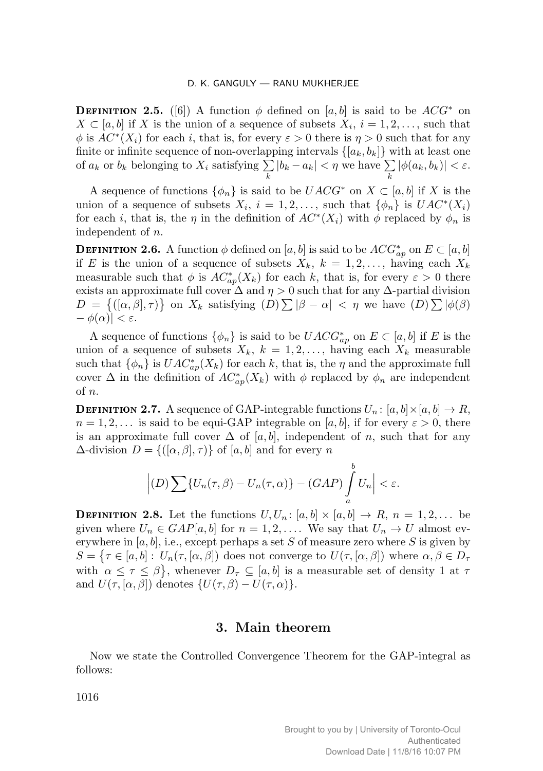**Definition 2.5.** ([6]) A function $\phi$ defined on $[a,b]$ is said to be $ACG^*$ on $X \subset [a,b]$ if $X$ is the union of a sequence of subsets $X_i$, $i = 1, 2, \dots$, such that $\phi$ is $AC^*(X_i)$ for each $i$, that is, for every $\varepsilon > 0$ there is $\eta > 0$ such that for any finite or infinite sequence of non-overlapping intervals $\{[a_k, b_k]\}$ with at least one of $a_k$ or $b_k$ belonging to $X_i$ satisfying $\sum_k |b_k - a_k| < \eta$ we have $\sum_k |\phi(a_k, b_k)| < \varepsilon$.

A sequence of functions $\{\phi_n\}$ is said to be $UACG^*$ on $X \subset [a,b]$ if $X$ is the union of a sequence of subsets $X_i$, $i = 1, 2, \dots$, such that $\{\phi_n\}$ is $UAC^*(X_i)$ for each $i$, that is, the $\eta$ in the definition of $AC^*(X_i)$ with $\phi$ replaced by $\phi_n$ is independent of $n$.

**Definition 2.6.** A function $\phi$ defined on $[a,b]$ is said to be $ACG^*_{ap}$ on $E \subset [a,b]$ if $E$ is the union of a sequence of subsets $X_k$, $k = 1, 2, \dots$, having each $X_k$ measurable such that $\phi$ is $AC^*_{ap}(X_k)$ for each $k$, that is, for every $\varepsilon > 0$ there exists an approximate full cover $\Delta$ and $\eta > 0$ such that for any $\Delta$-partial division $D = \{([\alpha, \beta], \tau)\}$ on $X_k$ satisfying $(D)\sum |\beta - \alpha| < \eta$ we have $(D)\sum |\phi(\beta) - \phi(\alpha)| < \varepsilon$.

A sequence of functions $\{\phi_n\}$ is said to be $UACG^*_{ap}$ on $E \subset [a,b]$ if $E$ is the union of a sequence of subsets $X_k$, $k = 1, 2, \dots$, having each $X_k$ measurable such that $\{\phi_n\}$ is $UAC^*_{ap}(X_k)$ for each $k$, that is, the $\eta$ and the approximate full cover $\Delta$ in the definition of $AC^*_{ap}(X_k)$ with $\phi$ replaced by $\phi_n$ are independent of $n$.

**Definition 2.7.** A sequence of GAP-integrable functions $U_n \colon [a,b] \times [a,b] \to R$, $n = 1, 2, \dots$ is said to be equi-GAP integrable on $[a,b]$, if for every $\varepsilon > 0$, there is an approximate full cover $\Delta$ of $[a,b]$, independent of $n$, such that for any $\Delta$-division $D = \{([\alpha, \beta], \tau)\}$ of $[a,b]$ and for every $n$

$$\Big|(D)\sum\{U_n(\tau, \beta) - U_n(\tau, \alpha)\} - (GAP)\int_a^b U_n\Big| < \varepsilon.$$

**Definition 2.8.** Let the functions $U, U_n \colon [a,b] \times [a,b] \to R$, $n = 1, 2, \dots$ be given where $U_n \in GAP[a,b]$ for $n = 1, 2, \dots$. We say that $U_n \to U$ almost everywhere in $[a,b]$, i.e., except perhaps a set $S$ of measure zero where $S$ is given by $S = \{\tau \in [a,b] : U_n(\tau, [\alpha, \beta])$ does not converge to $U(\tau, [\alpha, \beta])$ where $\alpha, \beta \in D_\tau$ with $\alpha \le \tau \le \beta\}$, whenever $D_\tau \subseteq [a,b]$ is a measurable set of density 1 at $\tau$ and $U(\tau, [\alpha, \beta])$ denotes $\{U(\tau, \beta) - U(\tau, \alpha)\}$.

## 3. Main theorem

Now we state the Controlled Convergence Theorem for the GAP-integral as follows: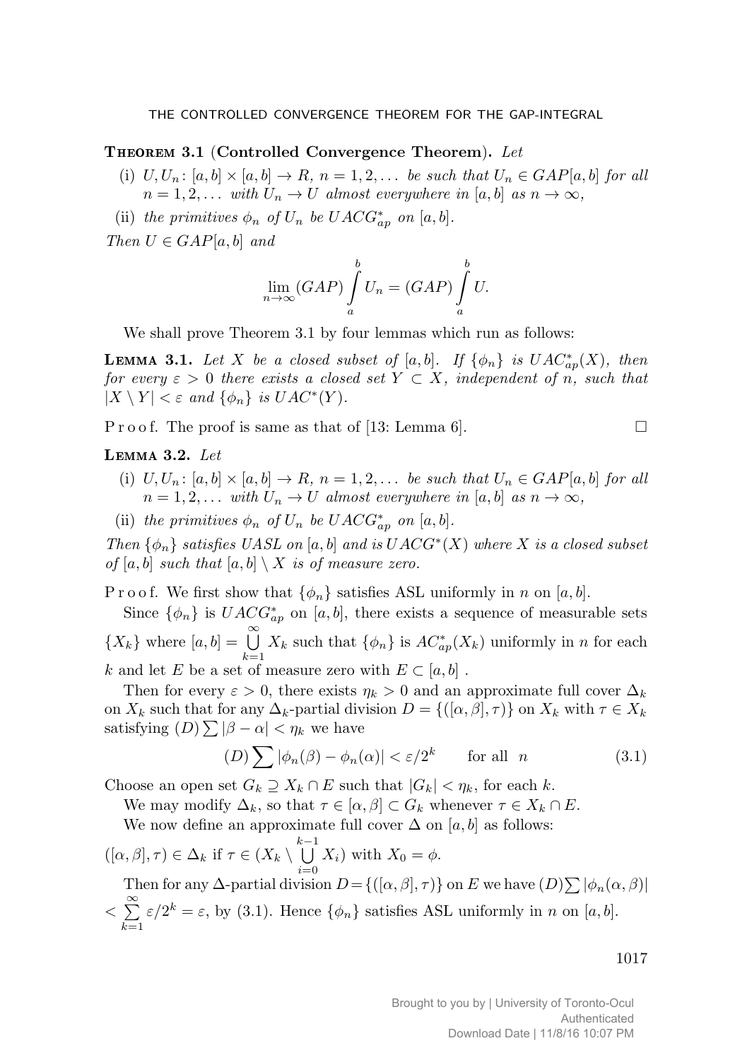**Theorem 3.1** (**Controlled Convergence Theorem**). *Let*

(i) $U, U_n \colon [a,b] \times [a,b] \to R$, $n = 1, 2, \dots$ *be such that* $U_n \in GAP[a,b]$ *for all* $n = 1, 2, \dots$ *with* $U_n \to U$ *almost everywhere in* $[a,b]$ *as* $n \to \infty$,

(ii) *the primitives* $\phi_n$ *of* $U_n$ *be* $UACG^*_{ap}$ *on* $[a,b]$.

*Then* $U \in GAP[a,b]$ *and*

$$\lim_{n\to\infty} (GAP) \int_a^b U_n = (GAP) \int_a^b U.$$

We shall prove Theorem 3.1 by four lemmas which run as follows:

**Lemma 3.1.** *Let* $X$ *be a closed subset of* $[a,b]$. *If* $\{\phi_n\}$ *is* $UAC^*_{ap}(X)$, *then for every* $\varepsilon > 0$ *there exists a closed set* $Y \subset X$, *independent of* $n$, *such that* $|X \setminus Y| < \varepsilon$ *and* $\{\phi_n\}$ *is* $UAC^*(Y)$.

Proof. The proof is same as that of [13: Lemma 6]. □

**Lemma 3.2.** *Let*

(i) $U, U_n \colon [a,b] \times [a,b] \to R$, $n = 1, 2, \dots$ *be such that* $U_n \in GAP[a,b]$ *for all* $n = 1, 2, \dots$ *with* $U_n \to U$ *almost everywhere in* $[a,b]$ *as* $n \to \infty$,

(ii) *the primitives* $\phi_n$ *of* $U_n$ *be* $UACG^*_{ap}$ *on* $[a,b]$.

*Then* $\{\phi_n\}$ *satisfies UASL on* $[a,b]$ *and is* $UACG^*(X)$ *where* $X$ *is a closed subset of* $[a,b]$ *such that* $[a,b] \setminus X$ *is of measure zero.*

Proof. We first show that $\{\phi_n\}$ satisfies ASL uniformly in $n$ on $[a,b]$.

Since $\{\phi_n\}$ is $UACG^*_{ap}$ on $[a,b]$, there exists a sequence of measurable sets $\{X_k\}$ where $[a,b] = \bigcup\limits_{k=1}^{\infty} X_k$ such that $\{\phi_n\}$ is $AC^*_{ap}(X_k)$ uniformly in $n$ for each $k$ and let $E$ be a set of measure zero with $E \subset [a,b]$ .

Then for every $\varepsilon > 0$, there exists $\eta_k > 0$ and an approximate full cover $\Delta_k$ on $X_k$ such that for any $\Delta_k$-partial division $D = \{([\alpha,\beta],\tau)\}$ on $X_k$ with $\tau \in X_k$ satisfying $(D)\sum |\beta - \alpha| < \eta_k$ we have

$$(D)\sum |\phi_n(\beta) - \phi_n(\alpha)| < \varepsilon/2^k \qquad \text{for all} \quad n \tag{3.1}$$

Choose an open set $G_k \supseteq X_k \cap E$ such that $|G_k| < \eta_k$, for each $k$.

We may modify $\Delta_k$, so that $\tau \in [\alpha,\beta] \subset G_k$ whenever $\tau \in X_k \cap E$.

We now define an approximate full cover $\Delta$ on $[a,b]$ as follows:

$([\alpha,\beta],\tau) \in \Delta_k$ if $\tau \in (X_k \setminus \bigcup\limits_{i=0}^{k-1} X_i)$ with $X_0 = \phi$.

Then for any $\Delta$-partial division $D = \{([\alpha,\beta],\tau)\}$ on $E$ we have $(D)\sum |\phi_n(\alpha,\beta)| < \sum\limits_{k=1}^{\infty} \varepsilon/2^k = \varepsilon$, by (3.1). Hence $\{\phi_n\}$ satisfies ASL uniformly in $n$ on $[a,b]$.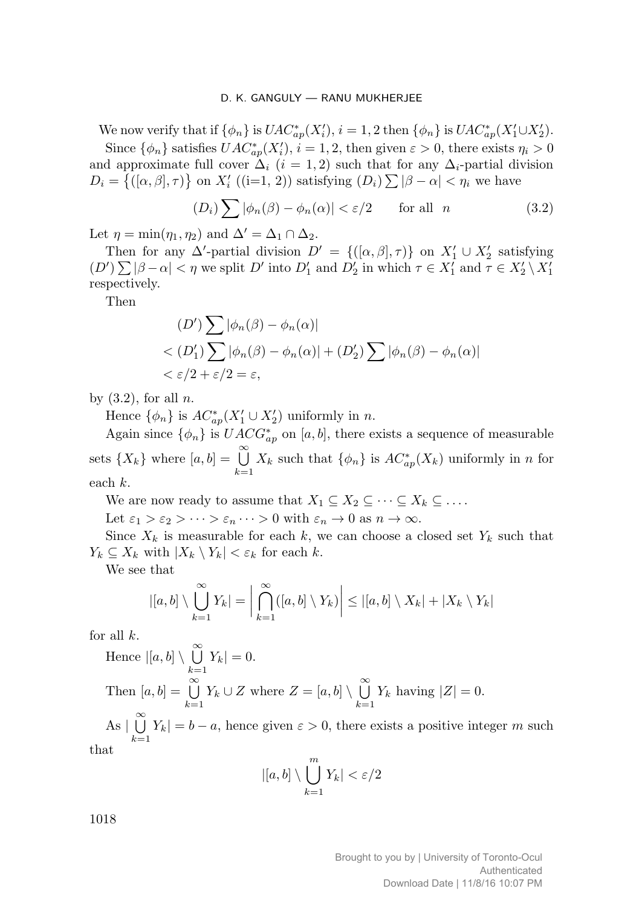We now verify that if $\{\phi_n\}$ is $UAC^*_{ap}(X'_i)$, $i = 1, 2$ then $\{\phi_n\}$ is $UAC^*_{ap}(X'_1 \cup X'_2)$.

Since $\{\phi_n\}$ satisfies $UAC^*_{ap}(X'_i)$, $i = 1, 2$, then given $\varepsilon > 0$, there exists $\eta_i > 0$ and approximate full cover $\Delta_i$ $(i = 1, 2)$ such that for any $\Delta_i$-partial division $D_i = \{([\alpha, \beta], \tau)\}$ on $X'_i$ ((i=1, 2)) satisfying $(D_i) \sum |\beta - \alpha| < \eta_i$ we have

$$(D_i) \sum |\phi_n(\beta) - \phi_n(\alpha)| < \varepsilon/2 \qquad \text{for all } n \tag{3.2}$$

Let $\eta = \min(\eta_1, \eta_2)$ and $\Delta' = \Delta_1 \cap \Delta_2$.

Then for any $\Delta'$-partial division $D' = \{([\alpha, \beta], \tau)\}$ on $X'_1 \cup X'_2$ satisfying $(D') \sum |\beta - \alpha| < \eta$ we split $D'$ into $D'_1$ and $D'_2$ in which $\tau \in X'_1$ and $\tau \in X'_2 \setminus X'_1$ respectively.

Then

$$\begin{aligned}
&(D') \sum |\phi_n(\beta) - \phi_n(\alpha)| \\
&< (D'_1) \sum |\phi_n(\beta) - \phi_n(\alpha)| + (D'_2) \sum |\phi_n(\beta) - \phi_n(\alpha)| \\
&< \varepsilon/2 + \varepsilon/2 = \varepsilon,
\end{aligned}$$

by (3.2), for all $n$.

Hence $\{\phi_n\}$ is $AC^*_{ap}(X'_1 \cup X'_2)$ uniformly in $n$.

Again since $\{\phi_n\}$ is $UACG^*_{ap}$ on $[a, b]$, there exists a sequence of measurable sets $\{X_k\}$ where $[a, b] = \bigcup\limits_{k=1}^{\infty} X_k$ such that $\{\phi_n\}$ is $AC^*_{ap}(X_k)$ uniformly in $n$ for each $k$.

We are now ready to assume that $X_1 \subseteq X_2 \subseteq \cdots \subseteq X_k \subseteq \ldots$.

Let $\varepsilon_1 > \varepsilon_2 > \cdots > \varepsilon_n \cdots > 0$ with $\varepsilon_n \to 0$ as $n \to \infty$.

Since $X_k$ is measurable for each $k$, we can choose a closed set $Y_k$ such that $Y_k \subseteq X_k$ with $|X_k \setminus Y_k| < \varepsilon_k$ for each $k$.

We see that

$$|[a, b] \setminus \bigcup_{k=1}^{\infty} Y_k| = \left| \bigcap_{k=1}^{\infty} ([a, b] \setminus Y_k) \right| \le |[a, b] \setminus X_k| + |X_k \setminus Y_k|$$

for all $k$.

Hence $|[a, b] \setminus \bigcup\limits_{k=1}^{\infty} Y_k| = 0$.

Then $[a, b] = \bigcup\limits_{k=1}^{\infty} Y_k \cup Z$ where $Z = [a, b] \setminus \bigcup\limits_{k=1}^{\infty} Y_k$ having $|Z| = 0$.

As $|\bigcup\limits_{k=1}^{\infty} Y_k| = b - a$, hence given $\varepsilon > 0$, there exists a positive integer $m$ such that

$$|[a, b] \setminus \bigcup_{k=1}^{m} Y_k| < \varepsilon/2$$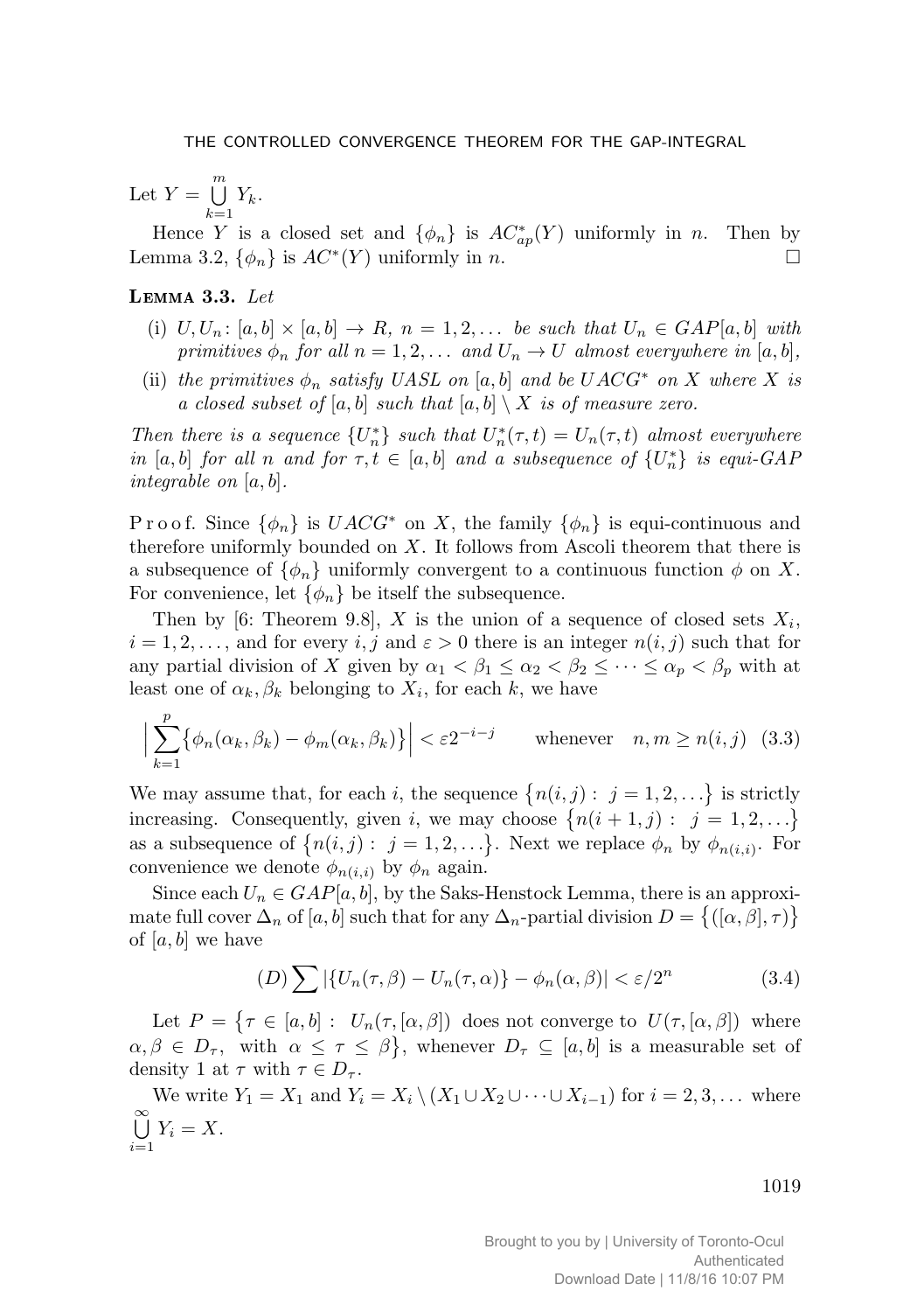Let $Y = \bigcup\limits_{k=1}^{m} Y_k$.

Hence $Y$ is a closed set and $\{\phi_n\}$ is $AC^*_{ap}(Y)$ uniformly in $n$. Then by Lemma 3.2, $\{\phi_n\}$ is $AC^*(Y)$ uniformly in $n$. $\square$

**Lemma 3.3.** *Let*

(i) $U, U_n \colon [a,b] \times [a,b] \to R$, $n = 1, 2, \dots$ *be such that* $U_n \in GAP[a,b]$ *with primitives* $\phi_n$ *for all* $n = 1, 2, \dots$ *and* $U_n \to U$ *almost everywhere in* $[a,b]$,

(ii) *the primitives* $\phi_n$ *satisfy UASL on* $[a,b]$ *and be* $UACG^*$ *on* $X$ *where* $X$ *is a closed subset of* $[a,b]$ *such that* $[a,b] \setminus X$ *is of measure zero.*

*Then there is a sequence* $\{U_n^*\}$ *such that* $U_n^*(\tau, t) = U_n(\tau, t)$ *almost everywhere in* $[a,b]$ *for all* $n$ *and for* $\tau, t \in [a,b]$ *and a subsequence of* $\{U_n^*\}$ *is equi-GAP integrable on* $[a,b]$.

Proof. Since $\{\phi_n\}$ is $UACG^*$ on $X$, the family $\{\phi_n\}$ is equi-continuous and therefore uniformly bounded on $X$. It follows from Ascoli theorem that there is a subsequence of $\{\phi_n\}$ uniformly convergent to a continuous function $\phi$ on $X$. For convenience, let $\{\phi_n\}$ be itself the subsequence.

Then by [6: Theorem 9.8], $X$ is the union of a sequence of closed sets $X_i$, $i = 1, 2, \dots$, and for every $i, j$ and $\varepsilon > 0$ there is an integer $n(i,j)$ such that for any partial division of $X$ given by $\alpha_1 < \beta_1 \le \alpha_2 < \beta_2 \le \dots \le \alpha_p < \beta_p$ with at least one of $\alpha_k, \beta_k$ belonging to $X_i$, for each $k$, we have

$$\Big| \sum_{k=1}^{p} \big\{ \phi_n(\alpha_k, \beta_k) - \phi_m(\alpha_k, \beta_k) \big\} \Big| < \varepsilon 2^{-i-j} \qquad \text{whenever} \quad n, m \ge n(i,j) \tag{3.3}$$

We may assume that, for each $i$, the sequence $\big\{ n(i,j) : \ j = 1, 2, \dots \big\}$ is strictly increasing. Consequently, given $i$, we may choose $\big\{ n(i+1, j) : \ j = 1, 2, \dots \big\}$ as a subsequence of $\big\{ n(i,j) : \ j = 1, 2, \dots \big\}$. Next we replace $\phi_n$ by $\phi_{n(i,i)}$. For convenience we denote $\phi_{n(i,i)}$ by $\phi_n$ again.

Since each $U_n \in GAP[a,b]$, by the Saks-Henstock Lemma, there is an approximate full cover $\Delta_n$ of $[a,b]$ such that for any $\Delta_n$-partial division $D = \big\{ ([\alpha, \beta], \tau) \big\}$ of $[a,b]$ we have

$$(D) \sum \left| \{ U_n(\tau, \beta) - U_n(\tau, \alpha) \} - \phi_n(\alpha, \beta) \right| < \varepsilon / 2^n \tag{3.4}$$

Let $P = \big\{ \tau \in [a,b] : \ U_n(\tau, [\alpha, \beta]) \text{ does not converge to } U(\tau, [\alpha, \beta]) \text{ where } \alpha, \beta \in D_\tau, \text{ with } \alpha \le \tau \le \beta \big\}$, whenever $D_\tau \subseteq [a,b]$ is a measurable set of density 1 at $\tau$ with $\tau \in D_\tau$.

We write $Y_1 = X_1$ and $Y_i = X_i \setminus (X_1 \cup X_2 \cup \dots \cup X_{i-1})$ for $i = 2, 3, \dots$ where $\bigcup\limits_{i=1}^{\infty} Y_i = X$.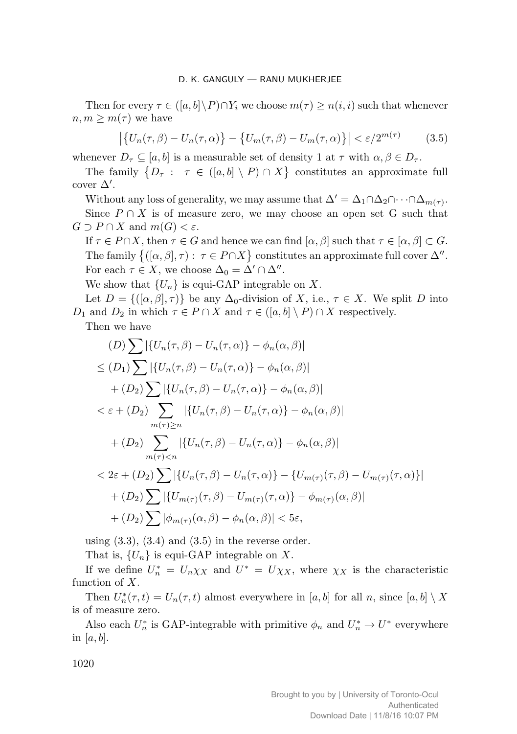Then for every $\tau \in ([a,b] \setminus P) \cap Y_i$ we choose $m(\tau) \geq n(i,i)$ such that whenever $n, m \geq m(\tau)$ we have

$$\left| \{U_n(\tau,\beta) - U_n(\tau,\alpha)\} - \{U_m(\tau,\beta) - U_m(\tau,\alpha)\} \right| < \varepsilon / 2^{m(\tau)} \tag{3.5}$$

whenever $D_\tau \subseteq [a,b]$ is a measurable set of density 1 at $\tau$ with $\alpha, \beta \in D_\tau$.

The family $\{D_\tau : \tau \in ([a,b] \setminus P) \cap X\}$ constitutes an approximate full cover $\Delta'$.

Without any loss of generality, we may assume that $\Delta' = \Delta_1 \cap \Delta_2 \cap \cdots \cap \Delta_{m(\tau)}$.

Since $P \cap X$ is of measure zero, we may choose an open set G such that $G \supset P \cap X$ and $m(G) < \varepsilon$.

If $\tau \in P \cap X$, then $\tau \in G$ and hence we can find $[\alpha, \beta]$ such that $\tau \in [\alpha, \beta] \subset G$. The family $\{([\alpha, \beta], \tau) : \tau \in P \cap X\}$ constitutes an approximate full cover $\Delta''$.

For each $\tau \in X$, we choose $\Delta_0 = \Delta' \cap \Delta''$.

We show that $\{U_n\}$ is equi-GAP integrable on $X$.

Let $D = \{([\alpha, \beta], \tau)\}$ be any $\Delta_0$-division of $X$, i.e., $\tau \in X$. We split $D$ into $D_1$ and $D_2$ in which $\tau \in P \cap X$ and $\tau \in ([a,b] \setminus P) \cap X$ respectively.

Then we have

$$\begin{aligned}
&(D) \sum |\{U_n(\tau,\beta) - U_n(\tau,\alpha)\} - \phi_n(\alpha,\beta)| \\
&\leq (D_1) \sum |\{U_n(\tau,\beta) - U_n(\tau,\alpha)\} - \phi_n(\alpha,\beta)| \\
&\quad + (D_2) \sum |\{U_n(\tau,\beta) - U_n(\tau,\alpha)\} - \phi_n(\alpha,\beta)| \\
&< \varepsilon + (D_2) \sum_{m(\tau) \geq n} |\{U_n(\tau,\beta) - U_n(\tau,\alpha)\} - \phi_n(\alpha,\beta)| \\
&\quad + (D_2) \sum_{m(\tau) < n} |\{U_n(\tau,\beta) - U_n(\tau,\alpha)\} - \phi_n(\alpha,\beta)| \\
&< 2\varepsilon + (D_2) \sum |\{U_n(\tau,\beta) - U_n(\tau,\alpha)\} - \{U_{m(\tau)}(\tau,\beta) - U_{m(\tau)}(\tau,\alpha)\}| \\
&\quad + (D_2) \sum |\{U_{m(\tau)}(\tau,\beta) - U_{m(\tau)}(\tau,\alpha)\} - \phi_{m(\tau)}(\alpha,\beta)| \\
&\quad + (D_2) \sum |\phi_{m(\tau)}(\alpha,\beta) - \phi_n(\alpha,\beta)| < 5\varepsilon,
\end{aligned}$$

using (3.3), (3.4) and (3.5) in the reverse order.

That is, $\{U_n\}$ is equi-GAP integrable on $X$.

If we define $U_n^* = U_n \chi_X$ and $U^* = U \chi_X$, where $\chi_X$ is the characteristic function of $X$.

Then $U_n^*(\tau, t) = U_n(\tau, t)$ almost everywhere in $[a,b]$ for all $n$, since $[a,b] \setminus X$ is of measure zero.

Also each $U_n^*$ is GAP-integrable with primitive $\phi_n$ and $U_n^* \to U^*$ everywhere in $[a,b]$.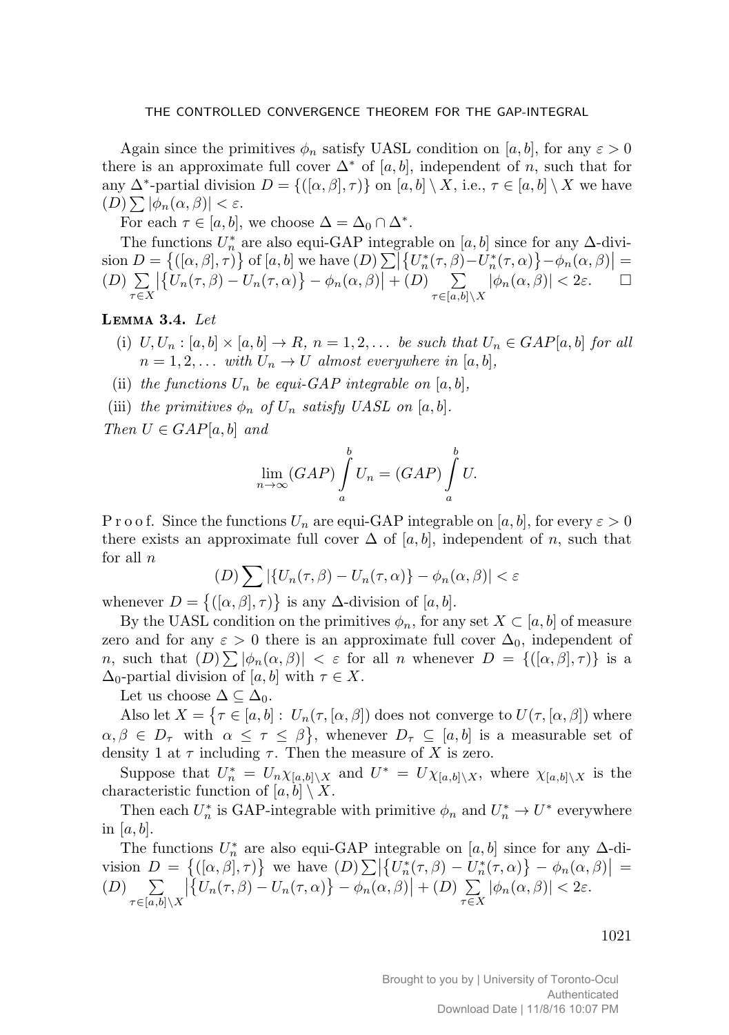Again since the primitives $\phi_n$ satisfy UASL condition on $[a,b]$, for any $\varepsilon > 0$ there is an approximate full cover $\Delta^*$ of $[a,b]$, independent of $n$, such that for any $\Delta^*$-partial division $D = \{([\alpha,\beta],\tau)\}$ on $[a,b] \setminus X$, i.e., $\tau \in [a,b] \setminus X$ we have $(D)\sum |\phi_n(\alpha,\beta)| < \varepsilon$.

For each $\tau \in [a,b]$, we choose $\Delta = \Delta_0 \cap \Delta^*$.

The functions $U_n^*$ are also equi-GAP integrable on $[a,b]$ since for any $\Delta$-division $D = \{([\alpha,\beta],\tau)\}$ of $[a,b]$ we have $(D)\sum \left|\{U_n^*(\tau,\beta) - U_n^*(\tau,\alpha)\} - \phi_n(\alpha,\beta)\right| = (D)\sum_{\tau \in X} \left|\{U_n(\tau,\beta) - U_n(\tau,\alpha)\} - \phi_n(\alpha,\beta)\right| + (D)\sum_{\tau \in [a,b]\setminus X} |\phi_n(\alpha,\beta)| < 2\varepsilon$. $\square$

**Lemma 3.4.** *Let*

- (i) $U, U_n : [a,b] \times [a,b] \to R$, $n = 1, 2, \ldots$ *be such that* $U_n \in GAP[a,b]$ *for all* $n = 1, 2, \ldots$ *with* $U_n \to U$ *almost everywhere in* $[a,b]$,
- (ii) *the functions* $U_n$ *be equi-GAP integrable on* $[a,b]$,
- (iii) *the primitives* $\phi_n$ *of* $U_n$ *satisfy UASL on* $[a,b]$.

*Then* $U \in GAP[a,b]$ *and*

$$\lim_{n\to\infty} (GAP) \int_a^b U_n = (GAP) \int_a^b U.$$

Proof. Since the functions $U_n$ are equi-GAP integrable on $[a,b]$, for every $\varepsilon > 0$ there exists an approximate full cover $\Delta$ of $[a,b]$, independent of $n$, such that for all $n$

$$(D)\sum |\{U_n(\tau,\beta) - U_n(\tau,\alpha)\} - \phi_n(\alpha,\beta)| < \varepsilon$$

whenever $D = \{([\alpha,\beta],\tau)\}$ is any $\Delta$-division of $[a,b]$.

By the UASL condition on the primitives $\phi_n$, for any set $X \subset [a,b]$ of measure zero and for any $\varepsilon > 0$ there is an approximate full cover $\Delta_0$, independent of $n$, such that $(D)\sum |\phi_n(\alpha,\beta)| < \varepsilon$ for all $n$ whenever $D = \{([\alpha,\beta],\tau)\}$ is a $\Delta_0$-partial division of $[a,b]$ with $\tau \in X$.

Let us choose $\Delta \subseteq \Delta_0$.

Also let $X = \{\tau \in [a,b] : U_n(\tau,[\alpha,\beta])$ does not converge to $U(\tau,[\alpha,\beta])$ where $\alpha, \beta \in D_\tau$ with $\alpha \le \tau \le \beta\}$, whenever $D_\tau \subseteq [a,b]$ is a measurable set of density 1 at $\tau$ including $\tau$. Then the measure of $X$ is zero.

Suppose that $U_n^* = U_n \chi_{[a,b]\setminus X}$ and $U^* = U \chi_{[a,b]\setminus X}$, where $\chi_{[a,b]\setminus X}$ is the characteristic function of $[a,b] \setminus X$.

Then each $U_n^*$ is GAP-integrable with primitive $\phi_n$ and $U_n^* \to U^*$ everywhere in $[a,b]$.

The functions $U_n^*$ are also equi-GAP integrable on $[a,b]$ since for any $\Delta$-division $D = \{([\alpha,\beta],\tau)\}$ we have $(D)\sum \left|\{U_n^*(\tau,\beta) - U_n^*(\tau,\alpha)\} - \phi_n(\alpha,\beta)\right| = (D)\sum_{\tau \in [a,b]\setminus X} \left|\{U_n(\tau,\beta) - U_n(\tau,\alpha)\} - \phi_n(\alpha,\beta)\right| + (D)\sum_{\tau \in X} |\phi_n(\alpha,\beta)| < 2\varepsilon$.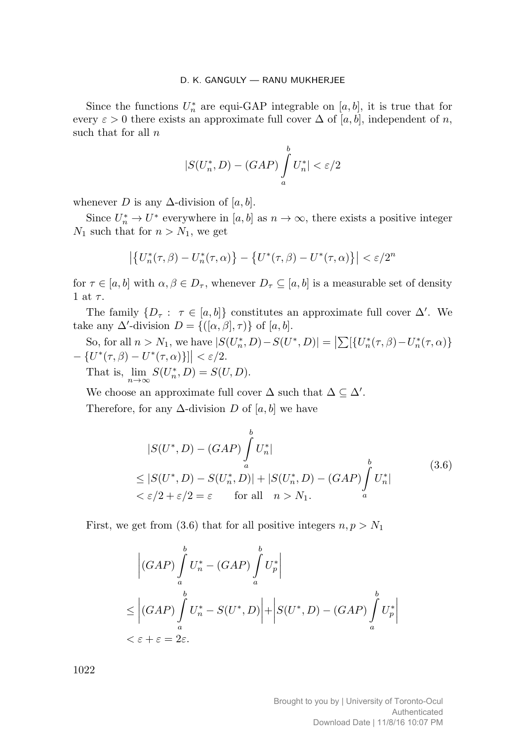Since the functions $U_n^*$ are equi-GAP integrable on $[a,b]$, it is true that for every $\varepsilon > 0$ there exists an approximate full cover $\Delta$ of $[a,b]$, independent of $n$, such that for all $n$

$$|S(U_n^*, D) - (GAP)\int_a^b U_n^*| < \varepsilon/2$$

whenever $D$ is any $\Delta$-division of $[a,b]$.

Since $U_n^* \to U^*$ everywhere in $[a,b]$ as $n \to \infty$, there exists a positive integer $N_1$ such that for $n > N_1$, we get

$$\left|\left\{U_n^*(\tau,\beta) - U_n^*(\tau,\alpha)\right\} - \left\{U^*(\tau,\beta) - U^*(\tau,\alpha)\right\}\right| < \varepsilon/2^n$$

for $\tau \in [a,b]$ with $\alpha, \beta \in D_\tau$, whenever $D_\tau \subseteq [a,b]$ is a measurable set of density 1 at $\tau$.

The family $\{D_\tau : \tau \in [a,b]\}$ constitutes an approximate full cover $\Delta'$. We take any $\Delta'$-division $D = \{([\alpha,\beta],\tau)\}$ of $[a,b]$.

So, for all $n > N_1$, we have $|S(U_n^*, D) - S(U^*, D)| = \left|\sum[\{U_n^*(\tau,\beta) - U_n^*(\tau,\alpha)\} - \{U^*(\tau,\beta) - U^*(\tau,\alpha)\}]\right| < \varepsilon/2$.

That is, $\lim\limits_{n\to\infty} S(U_n^*, D) = S(U, D)$.

We choose an approximate full cover $\Delta$ such that $\Delta \subseteq \Delta'$.

Therefore, for any $\Delta$-division $D$ of $[a,b]$ we have

$$\begin{aligned}
&|S(U^*, D) - (GAP)\int_a^b U_n^*| \\
&\le |S(U^*, D) - S(U_n^*, D)| + |S(U_n^*, D) - (GAP)\int_a^b U_n^*| \\
&< \varepsilon/2 + \varepsilon/2 = \varepsilon \qquad \text{for all} \quad n > N_1.
\end{aligned} \tag{3.6}$$

First, we get from (3.6) that for all positive integers $n, p > N_1$

$$\begin{aligned}
&\left|(GAP)\int_a^b U_n^* - (GAP)\int_a^b U_p^*\right| \\
&\le \left|(GAP)\int_a^b U_n^* - S(U^*, D)\right| + \left|S(U^*, D) - (GAP)\int_a^b U_p^*\right| \\
&< \varepsilon + \varepsilon = 2\varepsilon.
\end{aligned}$$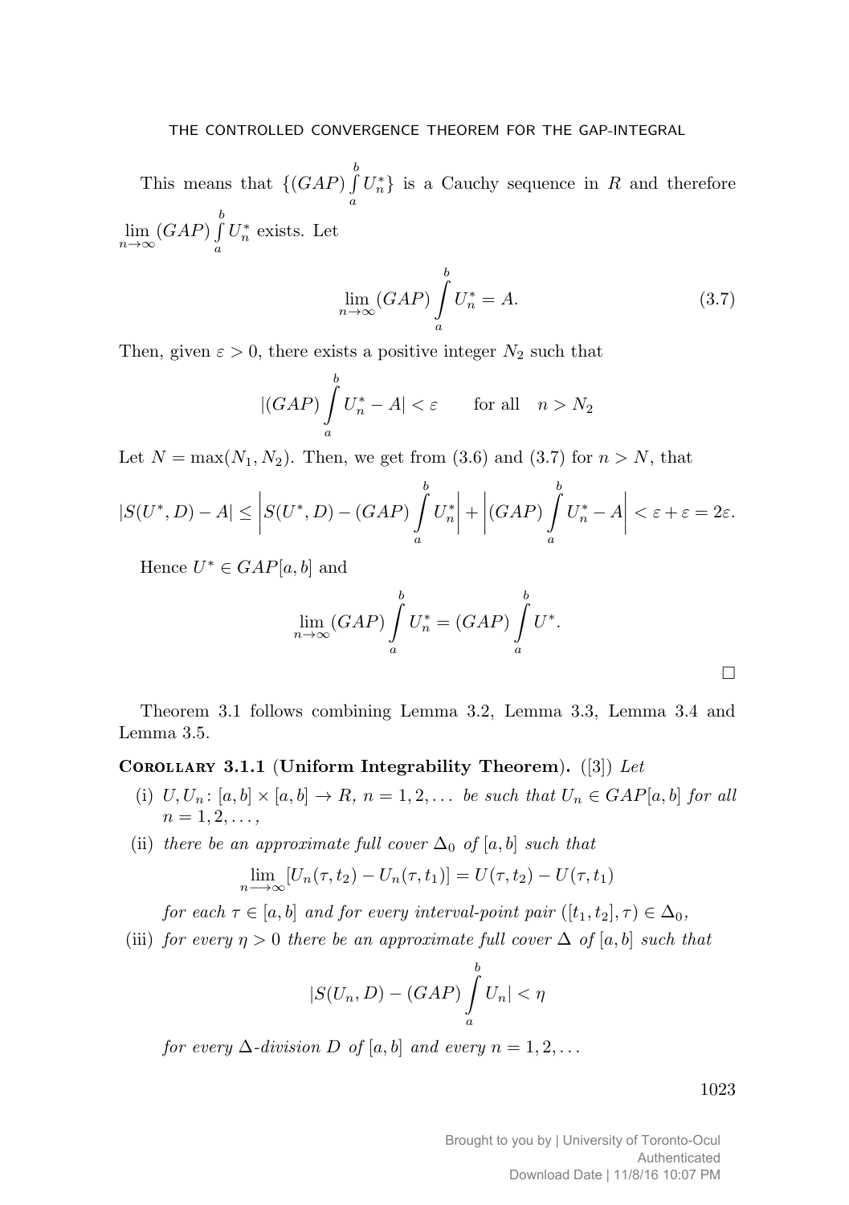This means that $\{(GAP)\int_a^b U_n^*\}$ is a Cauchy sequence in $R$ and therefore $\lim_{n\to\infty}(GAP)\int_a^b U_n^*$ exists. Let

$$\lim_{n\to\infty}(GAP)\int_a^b U_n^* = A. \tag{3.7}$$

Then, given $\varepsilon > 0$, there exists a positive integer $N_2$ such that

$$|(GAP)\int_a^b U_n^* - A| < \varepsilon \qquad \text{for all} \quad n > N_2$$

Let $N = \max(N_1, N_2)$. Then, we get from (3.6) and (3.7) for $n > N$, that

$$|S(U^*, D) - A| \leq \left|S(U^*, D) - (GAP)\int_a^b U_n^*\right| + \left|(GAP)\int_a^b U_n^* - A\right| < \varepsilon + \varepsilon = 2\varepsilon.$$

Hence $U^* \in GAP[a, b]$ and

$$\lim_{n\to\infty}(GAP)\int_a^b U_n^* = (GAP)\int_a^b U^*.$$

□

Theorem 3.1 follows combining Lemma 3.2, Lemma 3.3, Lemma 3.4 and Lemma 3.5.

**Corollary 3.1.1 (Uniform Integrability Theorem).** ([3]) *Let*

(i) $U, U_n\colon [a, b] \times [a, b] \to R$, $n = 1, 2, \dots$ *be such that* $U_n \in GAP[a, b]$ *for all* $n = 1, 2, \dots,$

(ii) *there be an approximate full cover* $\Delta_0$ *of* $[a, b]$ *such that*

$$\lim_{n\longrightarrow\infty}[U_n(\tau, t_2) - U_n(\tau, t_1)] = U(\tau, t_2) - U(\tau, t_1)$$

*for each* $\tau \in [a, b]$ *and for every interval-point pair* $([t_1, t_2], \tau) \in \Delta_0$,

(iii) *for every* $\eta > 0$ *there be an approximate full cover* $\Delta$ *of* $[a, b]$ *such that*

$$|S(U_n, D) - (GAP)\int_a^b U_n| < \eta$$

*for every* $\Delta$*-division* $D$ *of* $[a, b]$ *and every* $n = 1, 2, \dots$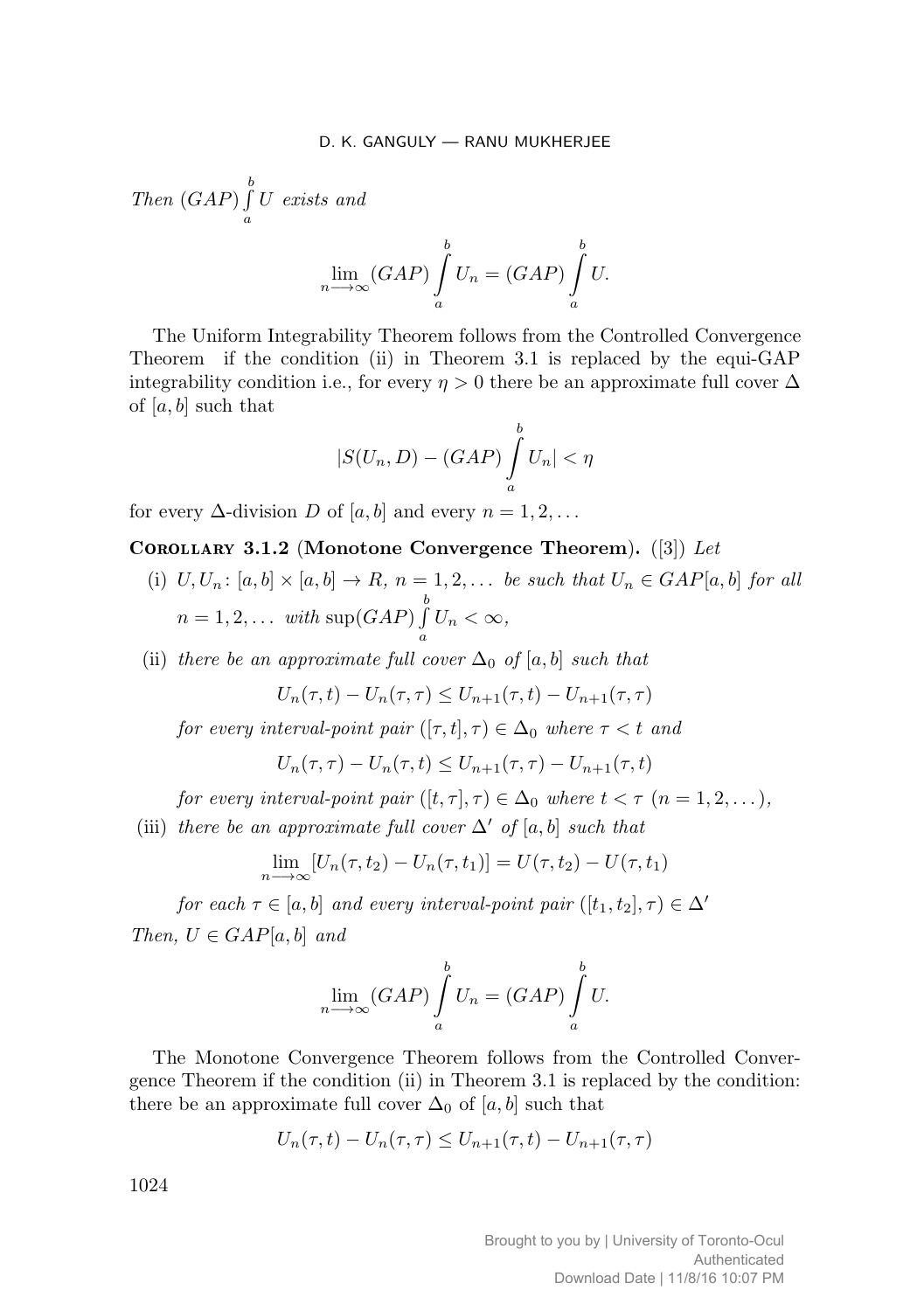*Then* $(GAP)\int\limits_a^b U$ *exists and*

$$\lim_{n\longrightarrow\infty}(GAP)\int\limits_a^b U_n = (GAP)\int\limits_a^b U.$$

The Uniform Integrability Theorem follows from the Controlled Convergence Theorem if the condition (ii) in Theorem 3.1 is replaced by the equi-GAP integrability condition i.e., for every $\eta > 0$ there be an approximate full cover $\Delta$ of $[a,b]$ such that

$$|S(U_n, D) - (GAP)\int\limits_a^b U_n| < \eta$$

for every $\Delta$-division $D$ of $[a,b]$ and every $n = 1, 2, \dots$

**Corollary 3.1.2** (**Monotone Convergence Theorem**). ([3]) *Let*

(i) $U, U_n\colon [a,b]\times[a,b] \to R$, $n = 1, 2, \dots$ *be such that* $U_n \in GAP[a,b]$ *for all* $n = 1, 2, \dots$ *with* $\sup(GAP)\int\limits_a^b U_n < \infty$,

(ii) *there be an approximate full cover* $\Delta_0$ *of* $[a,b]$ *such that*

$$U_n(\tau, t) - U_n(\tau,\tau) \le U_{n+1}(\tau, t) - U_{n+1}(\tau,\tau)$$

*for every interval-point pair* $([\tau, t], \tau) \in \Delta_0$ *where* $\tau < t$ *and*

$$U_n(\tau,\tau) - U_n(\tau, t) \le U_{n+1}(\tau,\tau) - U_{n+1}(\tau, t)$$

*for every interval-point pair* $([t,\tau],\tau) \in \Delta_0$ *where* $t < \tau$ $(n = 1, 2, \dots)$,

(iii) *there be an approximate full cover* $\Delta'$ *of* $[a,b]$ *such that*

$$\lim_{n\longrightarrow\infty}[U_n(\tau, t_2) - U_n(\tau, t_1)] = U(\tau, t_2) - U(\tau, t_1)$$

*for each* $\tau \in [a,b]$ *and every interval-point pair* $([t_1, t_2], \tau) \in \Delta'$

*Then,* $U \in GAP[a,b]$ *and*

$$\lim_{n\longrightarrow\infty}(GAP)\int\limits_a^b U_n = (GAP)\int\limits_a^b U.$$

The Monotone Convergence Theorem follows from the Controlled Convergence Theorem if the condition (ii) in Theorem 3.1 is replaced by the condition: there be an approximate full cover $\Delta_0$ of $[a,b]$ such that

$$U_n(\tau, t) - U_n(\tau,\tau) \le U_{n+1}(\tau, t) - U_{n+1}(\tau,\tau)$$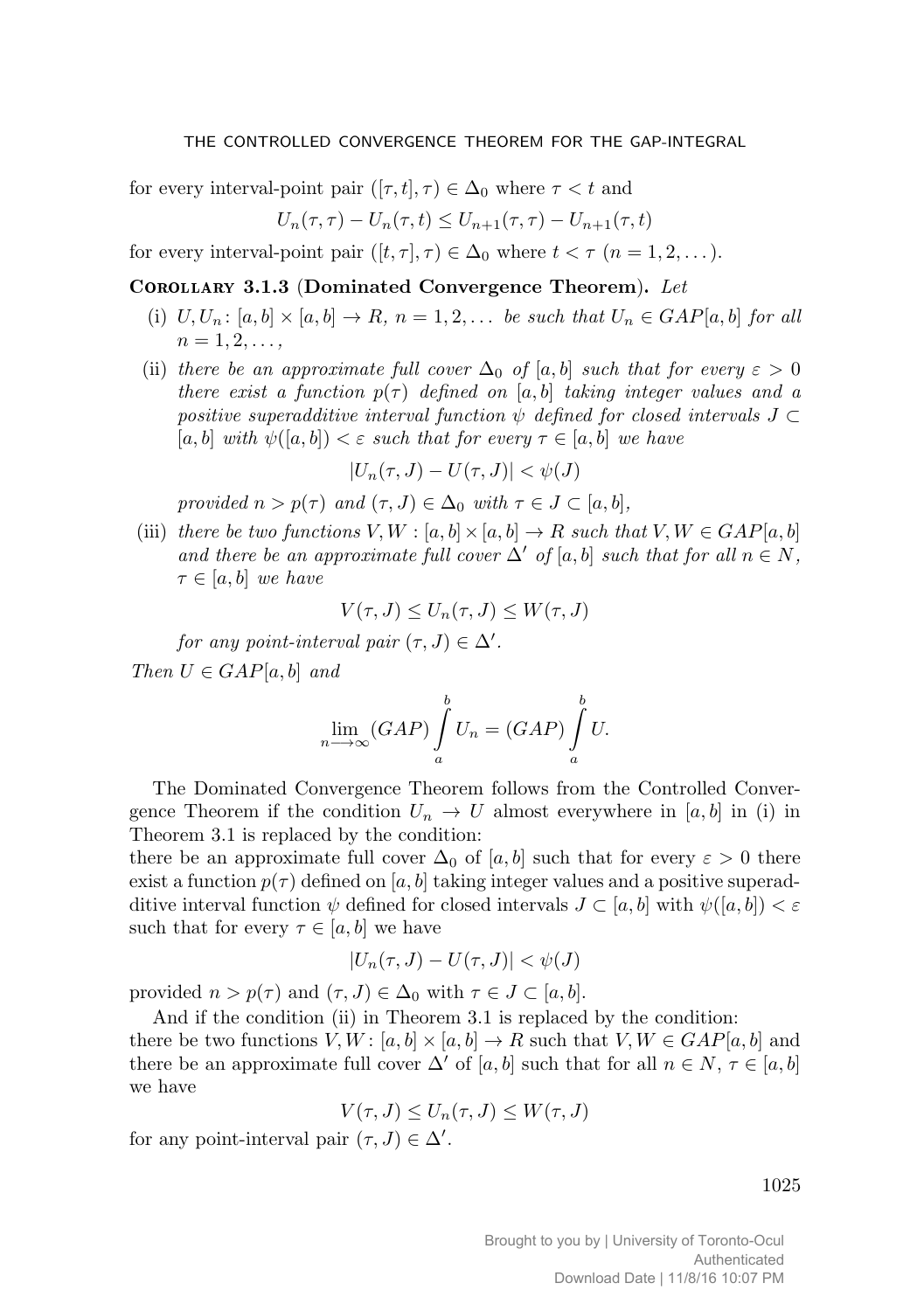for every interval-point pair $([\tau, t], \tau) \in \Delta_0$ where $\tau < t$ and

$$U_n(\tau, \tau) - U_n(\tau, t) \leq U_{n+1}(\tau, \tau) - U_{n+1}(\tau, t)$$

for every interval-point pair $([t, \tau], \tau) \in \Delta_0$ where $t < \tau$ $(n = 1, 2, \dots)$.

**Corollary 3.1.3 (Dominated Convergence Theorem).** *Let*

(i) $U, U_n \colon [a, b] \times [a, b] \to R$, $n = 1, 2, \dots$ *be such that* $U_n \in GAP[a, b]$ *for all* $n = 1, 2, \dots,$

(ii) *there be an approximate full cover* $\Delta_0$ *of* $[a, b]$ *such that for every* $\varepsilon > 0$ *there exist a function* $p(\tau)$ *defined on* $[a, b]$ *taking integer values and a positive superadditive interval function* $\psi$ *defined for closed intervals* $J \subset [a, b]$ *with* $\psi([a, b]) < \varepsilon$ *such that for every* $\tau \in [a, b]$ *we have*

$$|U_n(\tau, J) - U(\tau, J)| < \psi(J)$$

*provided* $n > p(\tau)$ *and* $(\tau, J) \in \Delta_0$ *with* $\tau \in J \subset [a, b]$,

(iii) *there be two functions* $V, W : [a, b] \times [a, b] \to R$ *such that* $V, W \in GAP[a, b]$ *and there be an approximate full cover* $\Delta'$ *of* $[a, b]$ *such that for all* $n \in N$, $\tau \in [a, b]$ *we have*

$$V(\tau, J) \leq U_n(\tau, J) \leq W(\tau, J)$$

*for any point-interval pair* $(\tau, J) \in \Delta'$.

*Then* $U \in GAP[a, b]$ *and*

$$\lim_{n \longrightarrow \infty} (GAP) \int_a^b U_n = (GAP) \int_a^b U.$$

The Dominated Convergence Theorem follows from the Controlled Convergence Theorem if the condition $U_n \to U$ almost everywhere in $[a, b]$ in (i) in Theorem 3.1 is replaced by the condition:
there be an approximate full cover $\Delta_0$ of $[a, b]$ such that for every $\varepsilon > 0$ there exist a function $p(\tau)$ defined on $[a, b]$ taking integer values and a positive superadditive interval function $\psi$ defined for closed intervals $J \subset [a, b]$ with $\psi([a, b]) < \varepsilon$ such that for every $\tau \in [a, b]$ we have

$$|U_n(\tau, J) - U(\tau, J)| < \psi(J)$$

provided $n > p(\tau)$ and $(\tau, J) \in \Delta_0$ with $\tau \in J \subset [a, b]$.

And if the condition (ii) in Theorem 3.1 is replaced by the condition:
there be two functions $V, W \colon [a, b] \times [a, b] \to R$ such that $V, W \in GAP[a, b]$ and there be an approximate full cover $\Delta'$ of $[a, b]$ such that for all $n \in N$, $\tau \in [a, b]$ we have

$$V(\tau, J) \leq U_n(\tau, J) \leq W(\tau, J)$$

for any point-interval pair $(\tau, J) \in \Delta'$.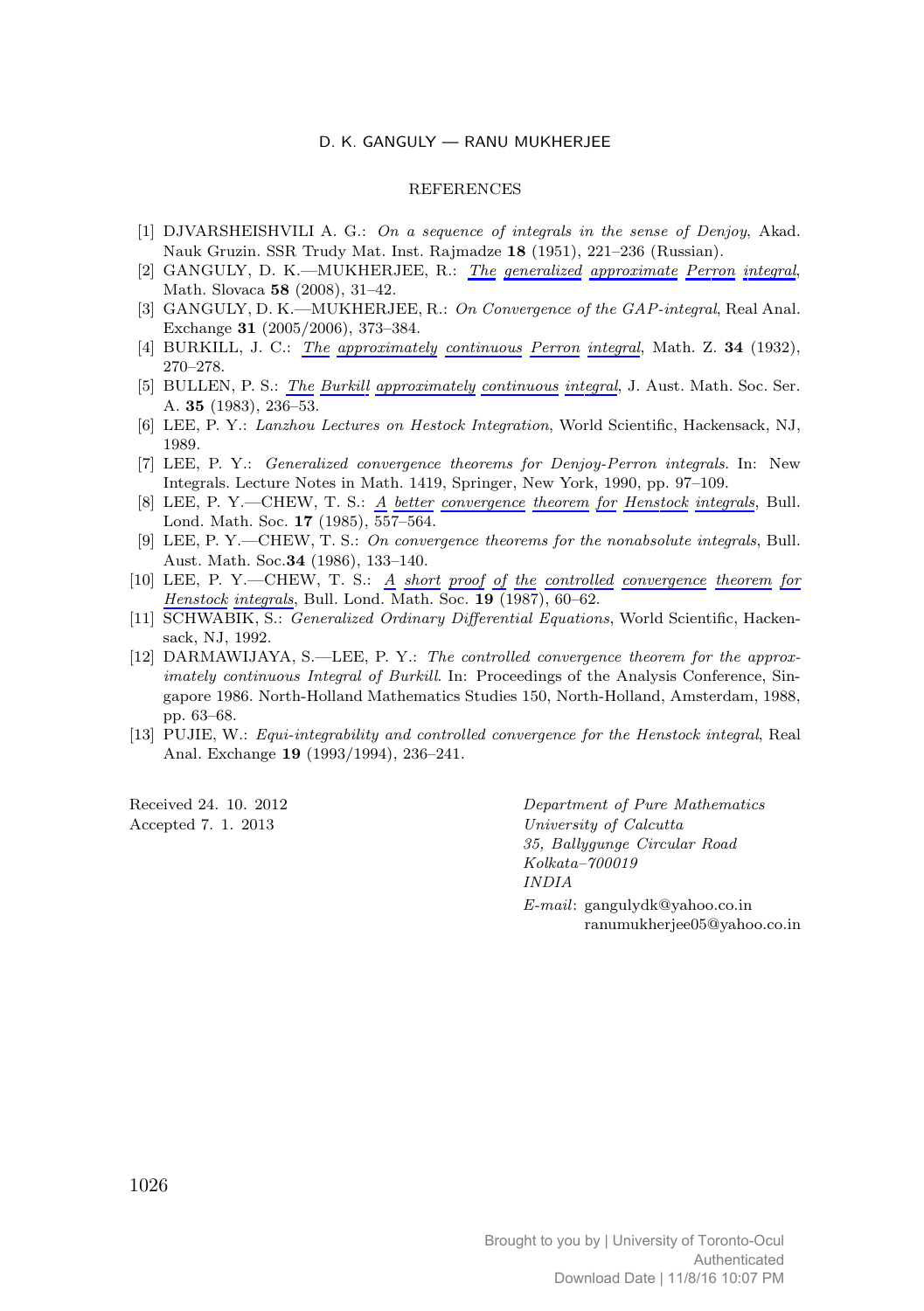## REFERENCES

[1] DJVARSHEISHVILI A. G.: *On a sequence of integrals in the sense of Denjoy*, Akad. Nauk Gruzin. SSR Trudy Mat. Inst. Rajmadze **18** (1951), 221–236 (Russian).

[2] GANGULY, D. K.—MUKHERJEE, R.: *The generalized approximate Perron integral*, Math. Slovaca **58** (2008), 31–42.

[3] GANGULY, D. K.—MUKHERJEE, R.: *On Convergence of the GAP-integral*, Real Anal. Exchange **31** (2005/2006), 373–384.

[4] BURKILL, J. C.: *The approximately continuous Perron integral*, Math. Z. **34** (1932), 270–278.

[5] BULLEN, P. S.: *The Burkill approximately continuous integral*, J. Aust. Math. Soc. Ser. A. **35** (1983), 236–53.

[6] LEE, P. Y.: *Lanzhou Lectures on Hestock Integration*, World Scientific, Hackensack, NJ, 1989.

[7] LEE, P. Y.: *Generalized convergence theorems for Denjoy-Perron integrals*. In: New Integrals. Lecture Notes in Math. 1419, Springer, New York, 1990, pp. 97–109.

[8] LEE, P. Y.—CHEW, T. S.: *A better convergence theorem for Henstock integrals*, Bull. Lond. Math. Soc. **17** (1985), 557–564.

[9] LEE, P. Y.—CHEW, T. S.: *On convergence theorems for the nonabsolute integrals*, Bull. Aust. Math. Soc.**34** (1986), 133–140.

[10] LEE, P. Y.—CHEW, T. S.: *A short proof of the controlled convergence theorem for Henstock integrals*, Bull. Lond. Math. Soc. **19** (1987), 60–62.

[11] SCHWABIK, S.: *Generalized Ordinary Differential Equations*, World Scientific, Hackensack, NJ, 1992.

[12] DARMAWIJAYA, S.—LEE, P. Y.: *The controlled convergence theorem for the approximately continuous Integral of Burkill*. In: Proceedings of the Analysis Conference, Singapore 1986. North-Holland Mathematics Studies 150, North-Holland, Amsterdam, 1988, pp. 63–68.

[13] PUJIE, W.: *Equi-integrability and controlled convergence for the Henstock integral*, Real Anal. Exchange **19** (1993/1994), 236–241.

Received 24. 10. 2012
Accepted 7. 1. 2013

*Department of Pure Mathematics*
*University of Calcutta*
*35, Ballygunge Circular Road*
*Kolkata–700019*
*INDIA*

*E-mail*: gangulydk@yahoo.co.in
ranumukherjee05@yahoo.co.in